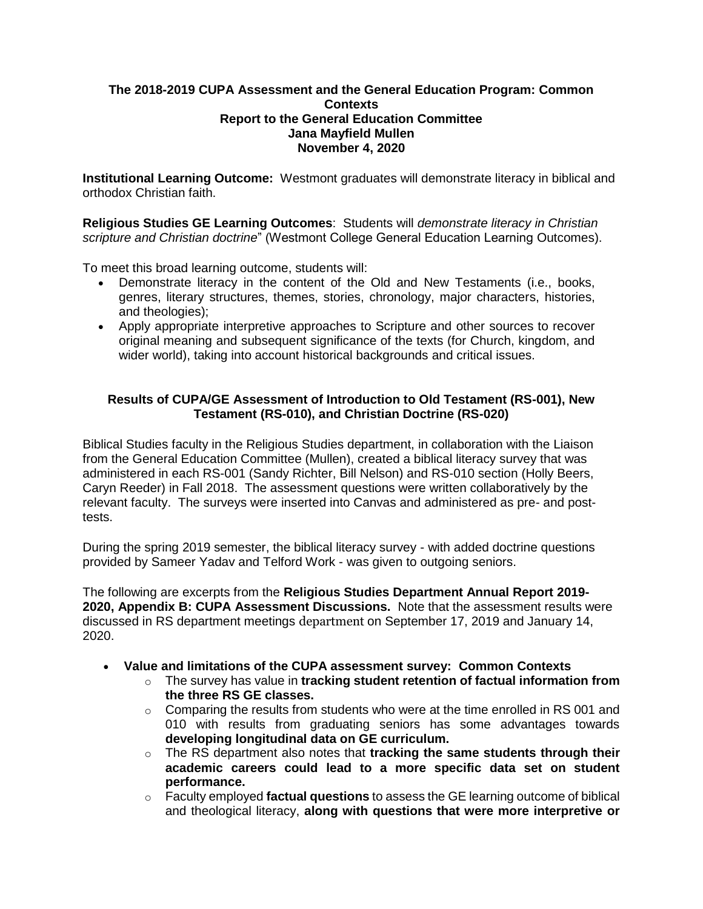**The 2018-2019 CUPA Assessment and the General Education Program: Common Contexts**
**Report to the General Education Committee**
**Jana Mayfield Mullen**
**November 4, 2020**

**Institutional Learning Outcome:** Westmont graduates will demonstrate literacy in biblical and orthodox Christian faith.

**Religious Studies GE Learning Outcomes**: Students will *demonstrate literacy in Christian scripture and Christian doctrine*" (Westmont College General Education Learning Outcomes).

To meet this broad learning outcome, students will:

- Demonstrate literacy in the content of the Old and New Testaments (i.e., books, genres, literary structures, themes, stories, chronology, major characters, histories, and theologies);
- Apply appropriate interpretive approaches to Scripture and other sources to recover original meaning and subsequent significance of the texts (for Church, kingdom, and wider world), taking into account historical backgrounds and critical issues.

**Results of CUPA/GE Assessment of Introduction to Old Testament (RS-001), New Testament (RS-010), and Christian Doctrine (RS-020)**

Biblical Studies faculty in the Religious Studies department, in collaboration with the Liaison from the General Education Committee (Mullen), created a biblical literacy survey that was administered in each RS-001 (Sandy Richter, Bill Nelson) and RS-010 section (Holly Beers, Caryn Reeder) in Fall 2018. The assessment questions were written collaboratively by the relevant faculty. The surveys were inserted into Canvas and administered as pre- and post-tests.

During the spring 2019 semester, the biblical literacy survey - with added doctrine questions provided by Sameer Yadav and Telford Work - was given to outgoing seniors.

The following are excerpts from the **Religious Studies Department Annual Report 2019-2020, Appendix B: CUPA Assessment Discussions.** Note that the assessment results were discussed in RS department meetings department on September 17, 2019 and January 14, 2020.

- **Value and limitations of the CUPA assessment survey: Common Contexts**
  - The survey has value in **tracking student retention of factual information from the three RS GE classes.**
  - Comparing the results from students who were at the time enrolled in RS 001 and 010 with results from graduating seniors has some advantages towards **developing longitudinal data on GE curriculum.**
  - The RS department also notes that **tracking the same students through their academic careers could lead to a more specific data set on student performance.**
  - Faculty employed **factual questions** to assess the GE learning outcome of biblical and theological literacy, **along with questions that were more interpretive or**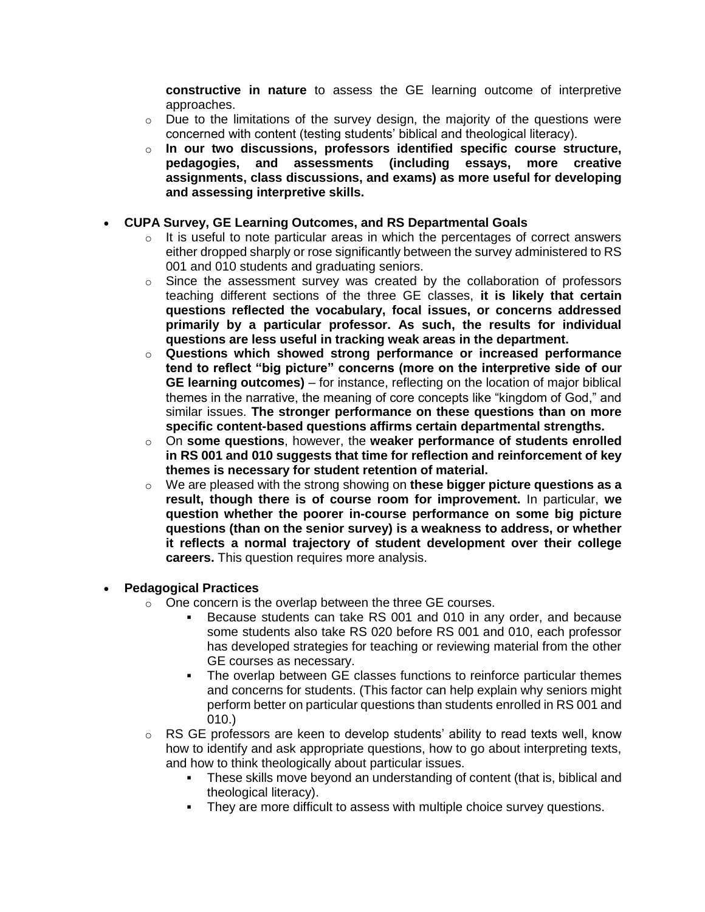**constructive in nature** to assess the GE learning outcome of interpretive approaches.

  - Due to the limitations of the survey design, the majority of the questions were concerned with content (testing students' biblical and theological literacy).
  - **In our two discussions, professors identified specific course structure, pedagogies, and assessments (including essays, more creative assignments, class discussions, and exams) as more useful for developing and assessing interpretive skills.**

- **CUPA Survey, GE Learning Outcomes, and RS Departmental Goals**
  - It is useful to note particular areas in which the percentages of correct answers either dropped sharply or rose significantly between the survey administered to RS 001 and 010 students and graduating seniors.
  - Since the assessment survey was created by the collaboration of professors teaching different sections of the three GE classes, **it is likely that certain questions reflected the vocabulary, focal issues, or concerns addressed primarily by a particular professor. As such, the results for individual questions are less useful in tracking weak areas in the department.**
  - **Questions which showed strong performance or increased performance tend to reflect "big picture" concerns (more on the interpretive side of our GE learning outcomes)** – for instance, reflecting on the location of major biblical themes in the narrative, the meaning of core concepts like "kingdom of God," and similar issues. **The stronger performance on these questions than on more specific content-based questions affirms certain departmental strengths.**
  - On **some questions**, however, the **weaker performance of students enrolled in RS 001 and 010 suggests that time for reflection and reinforcement of key themes is necessary for student retention of material.**
  - We are pleased with the strong showing on **these bigger picture questions as a result, though there is of course room for improvement.** In particular, **we question whether the poorer in-course performance on some big picture questions (than on the senior survey) is a weakness to address, or whether it reflects a normal trajectory of student development over their college careers.** This question requires more analysis.

- **Pedagogical Practices**
  - One concern is the overlap between the three GE courses.
    - Because students can take RS 001 and 010 in any order, and because some students also take RS 020 before RS 001 and 010, each professor has developed strategies for teaching or reviewing material from the other GE courses as necessary.
    - The overlap between GE classes functions to reinforce particular themes and concerns for students. (This factor can help explain why seniors might perform better on particular questions than students enrolled in RS 001 and 010.)
  - RS GE professors are keen to develop students' ability to read texts well, know how to identify and ask appropriate questions, how to go about interpreting texts, and how to think theologically about particular issues.
    - These skills move beyond an understanding of content (that is, biblical and theological literacy).
    - They are more difficult to assess with multiple choice survey questions.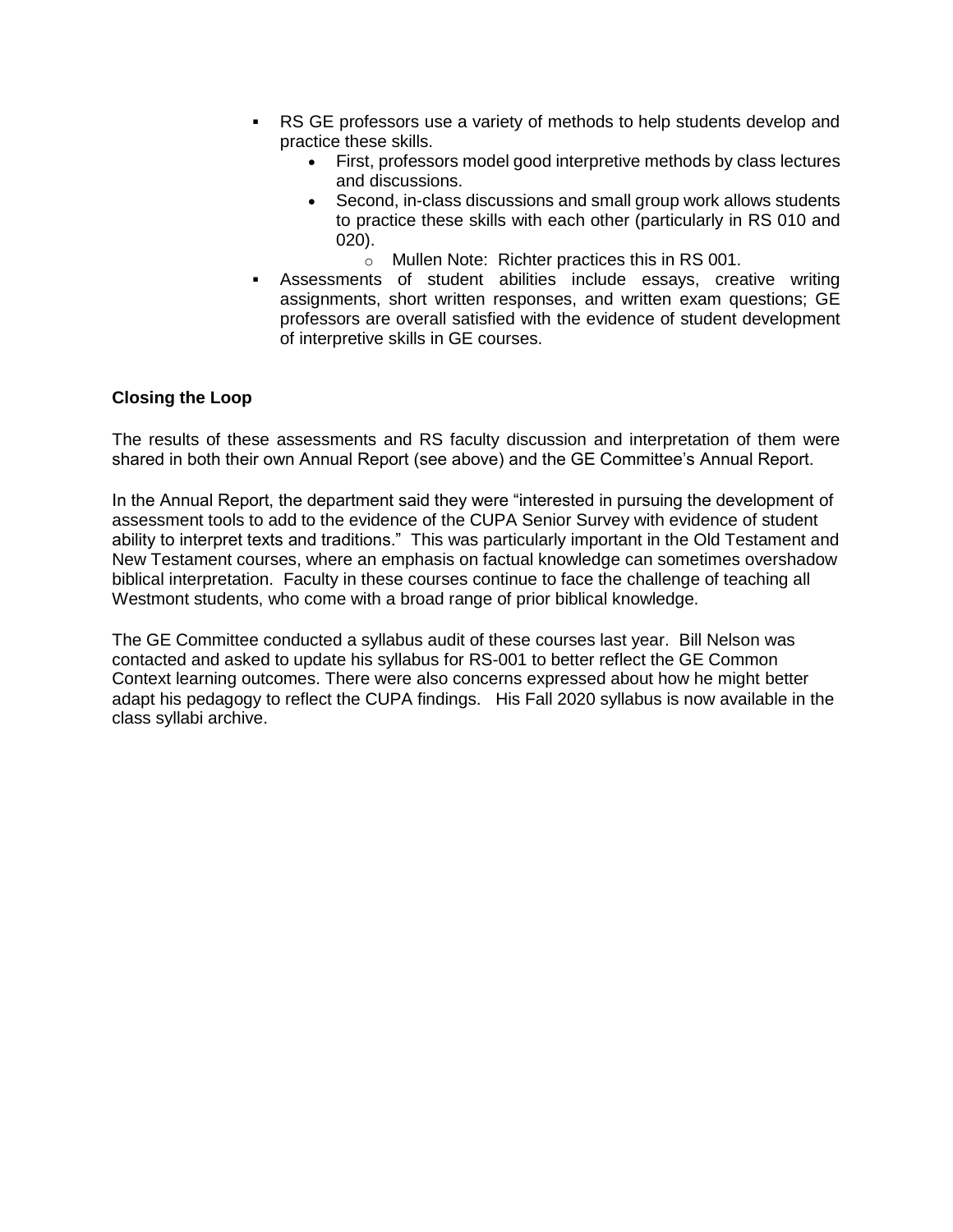- RS GE professors use a variety of methods to help students develop and practice these skills.
    - First, professors model good interpretive methods by class lectures and discussions.
    - Second, in-class discussions and small group work allows students to practice these skills with each other (particularly in RS 010 and 020).
        - Mullen Note: Richter practices this in RS 001.
- Assessments of student abilities include essays, creative writing assignments, short written responses, and written exam questions; GE professors are overall satisfied with the evidence of student development of interpretive skills in GE courses.

**Closing the Loop**

The results of these assessments and RS faculty discussion and interpretation of them were shared in both their own Annual Report (see above) and the GE Committee's Annual Report.

In the Annual Report, the department said they were "interested in pursuing the development of assessment tools to add to the evidence of the CUPA Senior Survey with evidence of student ability to interpret texts and traditions." This was particularly important in the Old Testament and New Testament courses, where an emphasis on factual knowledge can sometimes overshadow biblical interpretation. Faculty in these courses continue to face the challenge of teaching all Westmont students, who come with a broad range of prior biblical knowledge.

The GE Committee conducted a syllabus audit of these courses last year. Bill Nelson was contacted and asked to update his syllabus for RS-001 to better reflect the GE Common Context learning outcomes. There were also concerns expressed about how he might better adapt his pedagogy to reflect the CUPA findings. His Fall 2020 syllabus is now available in the class syllabi archive.